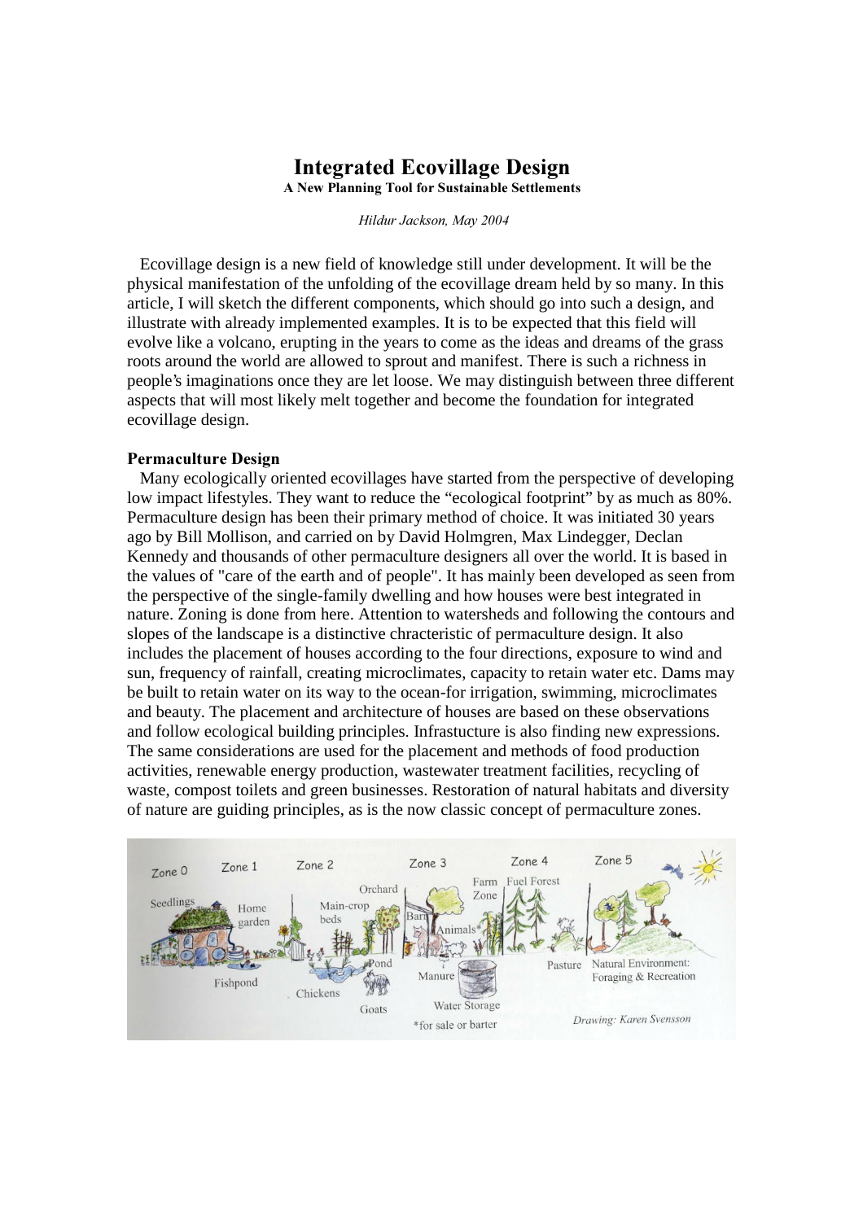# Integrated Ecovillage Design

**A New Planning Tool for Sustainable Settlements**

*Hildur Jackson, May 2004*

Ecovillage design is a new field of knowledge still under development. It will be the physical manifestation of the unfolding of the ecovillage dream held by so many. In this article, I will sketch the different components, which should go into such a design, and illustrate with already implemented examples. It is to be expected that this field will evolve like a volcano, erupting in the years to come as the ideas and dreams of the grass roots around the world are allowed to sprout and manifest. There is such a richness in people's imaginations once they are let loose. We may distinguish between three different aspects that will most likely melt together and become the foundation for integrated ecovillage design.

**Permaculture Design**

Many ecologically oriented ecovillages have started from the perspective of developing low impact lifestyles. They want to reduce the "ecological footprint" by as much as 80%. Permaculture design has been their primary method of choice. It was initiated 30 years ago by Bill Mollison, and carried on by David Holmgren, Max Lindegger, Declan Kennedy and thousands of other permaculture designers all over the world. It is based in the values of "care of the earth and of people". It has mainly been developed as seen from the perspective of the single-family dwelling and how houses were best integrated in nature. Zoning is done from here. Attention to watersheds and following the contours and slopes of the landscape is a distinctive chracteristic of permaculture design. It also includes the placement of houses according to the four directions, exposure to wind and sun, frequency of rainfall, creating microclimates, capacity to retain water etc. Dams may be built to retain water on its way to the ocean-for irrigation, swimming, microclimates and beauty. The placement and architecture of houses are based on these observations and follow ecological building principles. Infrastucture is also finding new expressions. The same considerations are used for the placement and methods of food production activities, renewable energy production, wastewater treatment facilities, recycling of waste, compost toilets and green businesses. Restoration of natural habitats and diversity of nature are guiding principles, as is the now classic concept of permaculture zones.

Drawing: Karen Svensson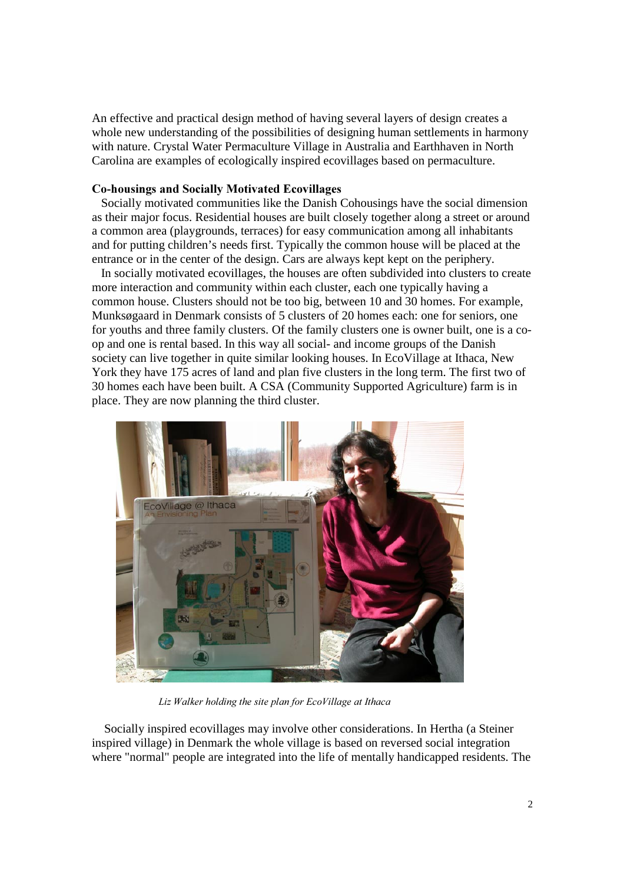An effective and practical design method of having several layers of design creates a whole new understanding of the possibilities of designing human settlements in harmony with nature. Crystal Water Permaculture Village in Australia and Earthhaven in North Carolina are examples of ecologically inspired ecovillages based on permaculture.

**Co-housings and Socially Motivated Ecovillages**

Socially motivated communities like the Danish Cohousings have the social dimension as their major focus. Residential houses are built closely together along a street or around a common area (playgrounds, terraces) for easy communication among all inhabitants and for putting children's needs first. Typically the common house will be placed at the entrance or in the center of the design. Cars are always kept kept on the periphery.

In socially motivated ecovillages, the houses are often subdivided into clusters to create more interaction and community within each cluster, each one typically having a common house. Clusters should not be too big, between 10 and 30 homes. For example, Munksøgaard in Denmark consists of 5 clusters of 20 homes each: one for seniors, one for youths and three family clusters. Of the family clusters one is owner built, one is a co-op and one is rental based. In this way all social- and income groups of the Danish society can live together in quite similar looking houses. In EcoVillage at Ithaca, New York they have 175 acres of land and plan five clusters in the long term. The first two of 30 homes each have been built. A CSA (Community Supported Agriculture) farm is in place. They are now planning the third cluster.

*Liz Walker holding the site plan for EcoVillage at Ithaca*

Socially inspired ecovillages may involve other considerations. In Hertha (a Steiner inspired village) in Denmark the whole village is based on reversed social integration where "normal" people are integrated into the life of mentally handicapped residents. The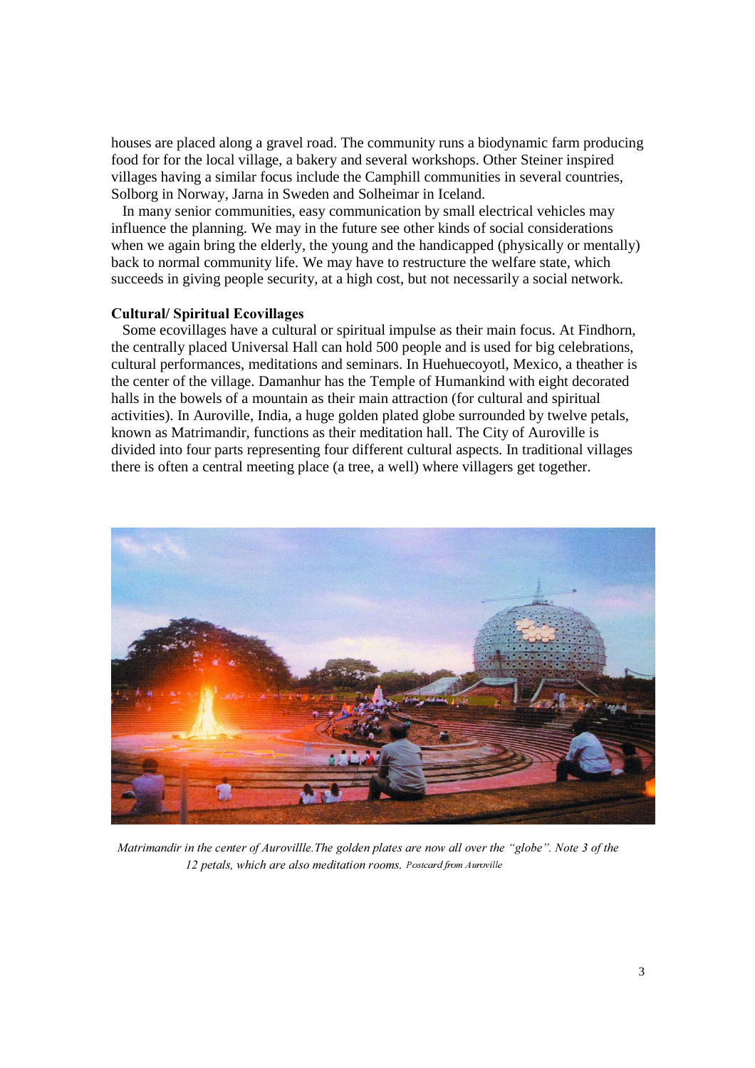houses are placed along a gravel road. The community runs a biodynamic farm producing food for for the local village, a bakery and several workshops. Other Steiner inspired villages having a similar focus include the Camphill communities in several countries, Solborg in Norway, Jarna in Sweden and Solheimar in Iceland.

In many senior communities, easy communication by small electrical vehicles may influence the planning. We may in the future see other kinds of social considerations when we again bring the elderly, the young and the handicapped (physically or mentally) back to normal community life. We may have to restructure the welfare state, which succeeds in giving people security, at a high cost, but not necessarily a social network.

**Cultural/ Spiritual Ecovillages**

Some ecovillages have a cultural or spiritual impulse as their main focus. At Findhorn, the centrally placed Universal Hall can hold 500 people and is used for big celebrations, cultural performances, meditations and seminars. In Huehuecoyotl, Mexico, a theather is the center of the village. Damanhur has the Temple of Humankind with eight decorated halls in the bowels of a mountain as their main attraction (for cultural and spiritual activities). In Auroville, India, a huge golden plated globe surrounded by twelve petals, known as Matrimandir, functions as their meditation hall. The City of Auroville is divided into four parts representing four different cultural aspects. In traditional villages there is often a central meeting place (a tree, a well) where villagers get together.

*Matrimandir in the center of Aurovillle.The golden plates are now all over the "globe". Note 3 of the 12 petals, which are also meditation rooms.* Postcard from Auroville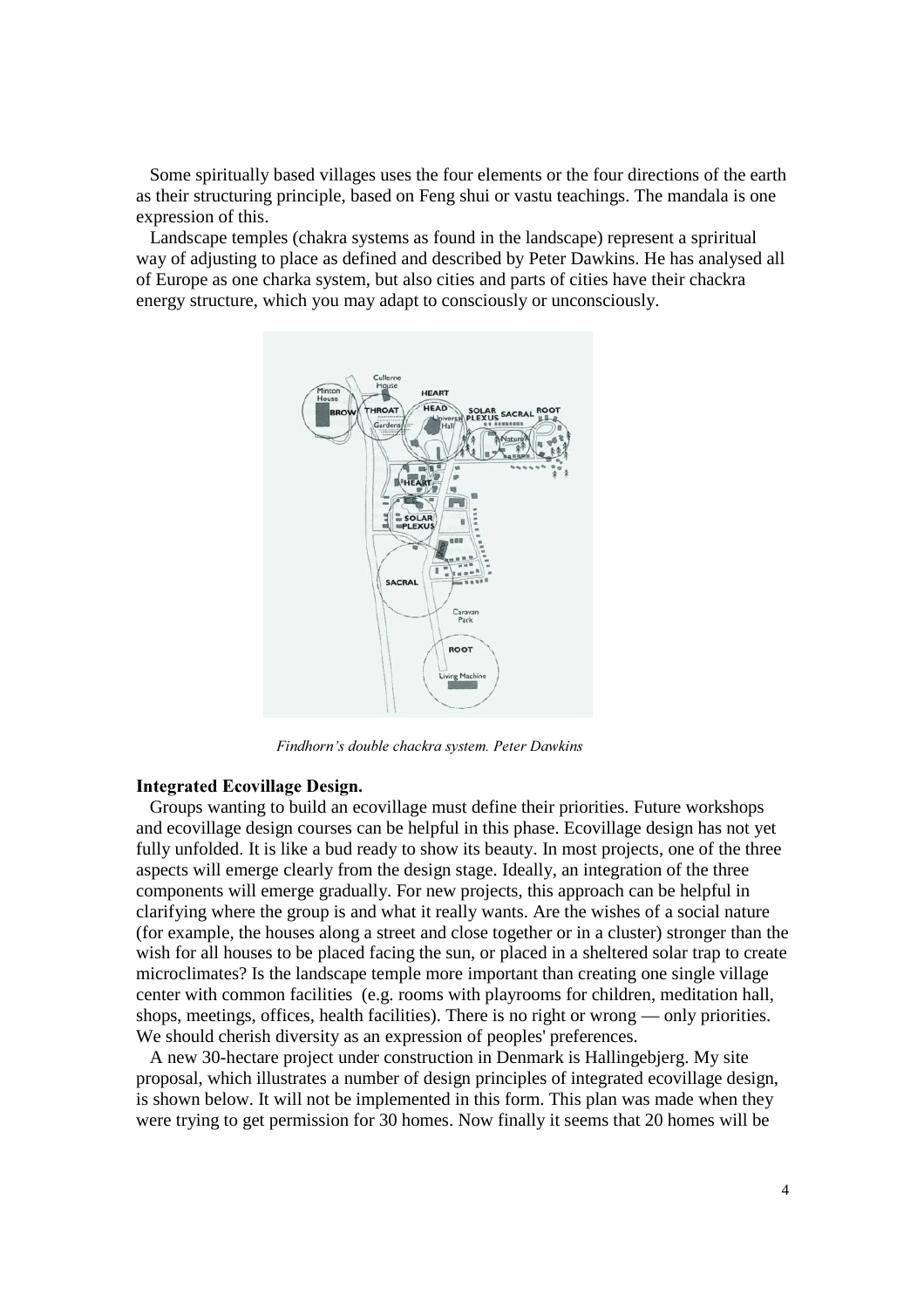Some spiritually based villages uses the four elements or the four directions of the earth as their structuring principle, based on Feng shui or vastu teachings. The mandala is one expression of this.

Landscape temples (chakra systems as found in the landscape) represent a spriritual way of adjusting to place as defined and described by Peter Dawkins. He has analysed all of Europe as one charka system, but also cities and parts of cities have their chackra energy structure, which you may adapt to consciously or unconsciously.

*Findhorn's double chackra system. Peter Dawkins*

**Integrated Ecovillage Design.**

Groups wanting to build an ecovillage must define their priorities. Future workshops and ecovillage design courses can be helpful in this phase. Ecovillage design has not yet fully unfolded. It is like a bud ready to show its beauty. In most projects, one of the three aspects will emerge clearly from the design stage. Ideally, an integration of the three components will emerge gradually. For new projects, this approach can be helpful in clarifying where the group is and what it really wants. Are the wishes of a social nature (for example, the houses along a street and close together or in a cluster) stronger than the wish for all houses to be placed facing the sun, or placed in a sheltered solar trap to create microclimates? Is the landscape temple more important than creating one single village center with common facilities (e.g. rooms with playrooms for children, meditation hall, shops, meetings, offices, health facilities). There is no right or wrong — only priorities. We should cherish diversity as an expression of peoples' preferences.

A new 30-hectare project under construction in Denmark is Hallingebjerg. My site proposal, which illustrates a number of design principles of integrated ecovillage design, is shown below. It will not be implemented in this form. This plan was made when they were trying to get permission for 30 homes. Now finally it seems that 20 homes will be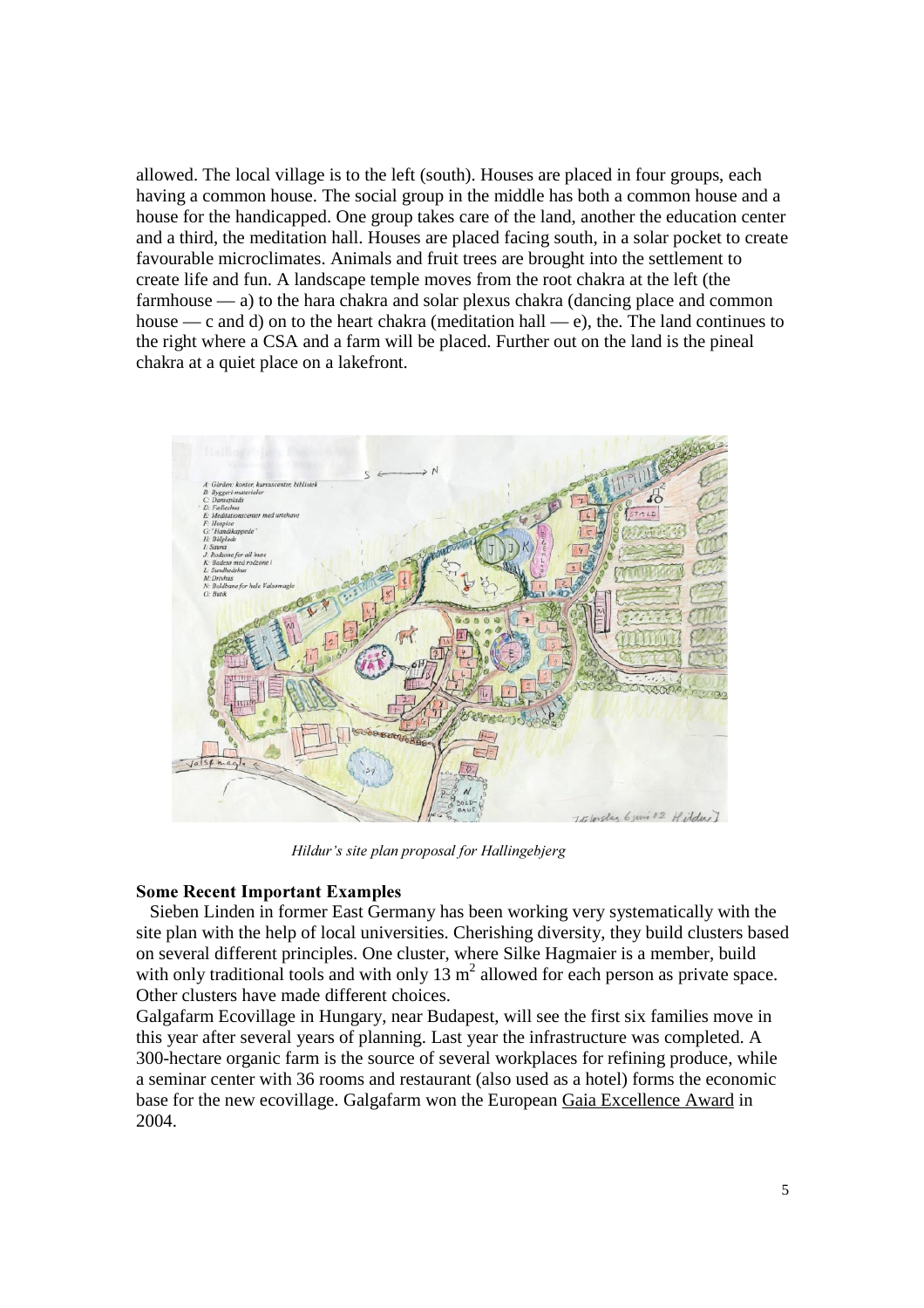allowed. The local village is to the left (south). Houses are placed in four groups, each having a common house. The social group in the middle has both a common house and a house for the handicapped. One group takes care of the land, another the education center and a third, the meditation hall. Houses are placed facing south, in a solar pocket to create favourable microclimates. Animals and fruit trees are brought into the settlement to create life and fun. A landscape temple moves from the root chakra at the left (the farmhouse — a) to the hara chakra and solar plexus chakra (dancing place and common house — c and d) on to the heart chakra (meditation hall — e), the. The land continues to the right where a CSA and a farm will be placed. Further out on the land is the pineal chakra at a quiet place on a lakefront.

*Hildur's site plan proposal for Hallingebjerg*

## Some Recent Important Examples

Sieben Linden in former East Germany has been working very systematically with the site plan with the help of local universities. Cherishing diversity, they build clusters based on several different principles. One cluster, where Silke Hagmaier is a member, build with only traditional tools and with only 13 $m^2$ allowed for each person as private space. Other clusters have made different choices.

Galgafarm Ecovillage in Hungary, near Budapest, will see the first six families move in this year after several years of planning. Last year the infrastructure was completed. A 300-hectare organic farm is the source of several workplaces for refining produce, while a seminar center with 36 rooms and restaurant (also used as a hotel) forms the economic base for the new ecovillage. Galgafarm won the European Gaia Excellence Award in 2004.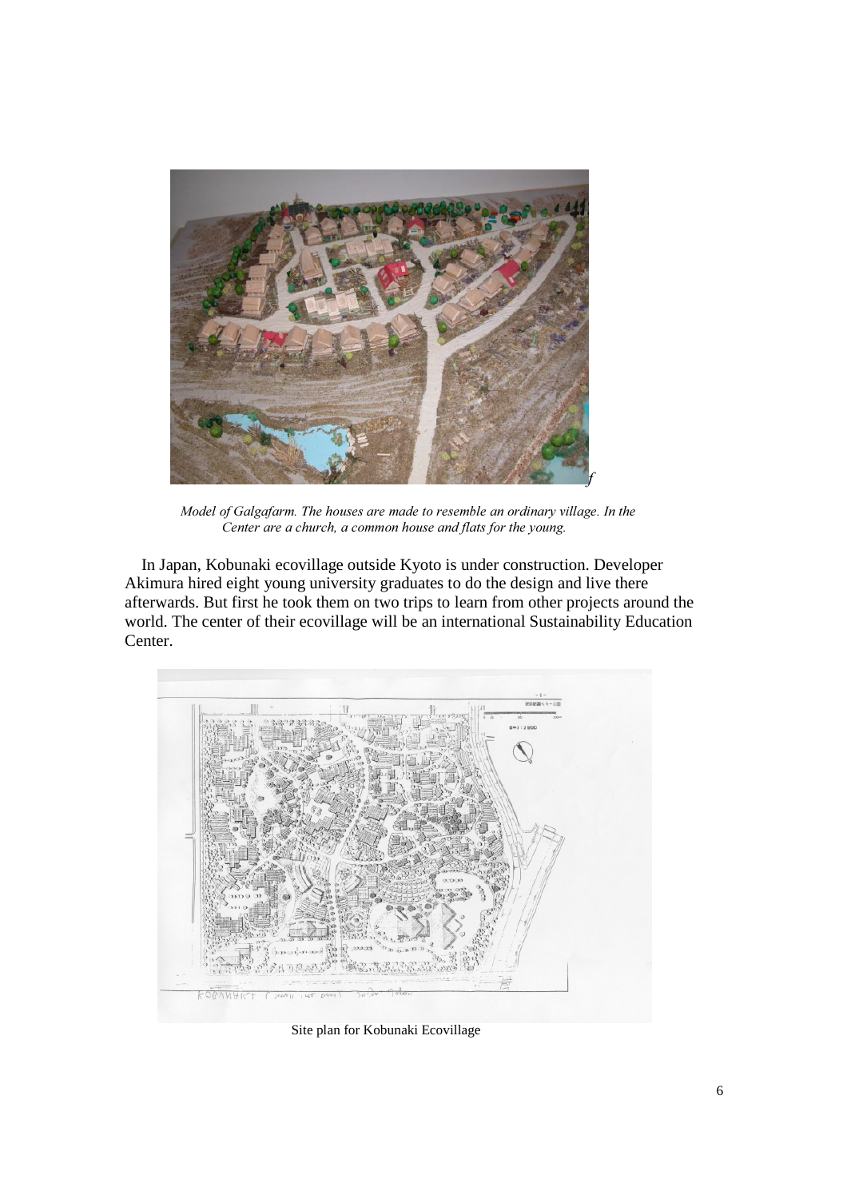*Model of Galgafarm. The houses are made to resemble an ordinary village. In the Center are a church, a common house and flats for the young.*

In Japan, Kobunaki ecovillage outside Kyoto is under construction. Developer Akimura hired eight young university graduates to do the design and live there afterwards. But first he took them on two trips to learn from other projects around the world. The center of their ecovillage will be an international Sustainability Education Center.

Site plan for Kobunaki Ecovillage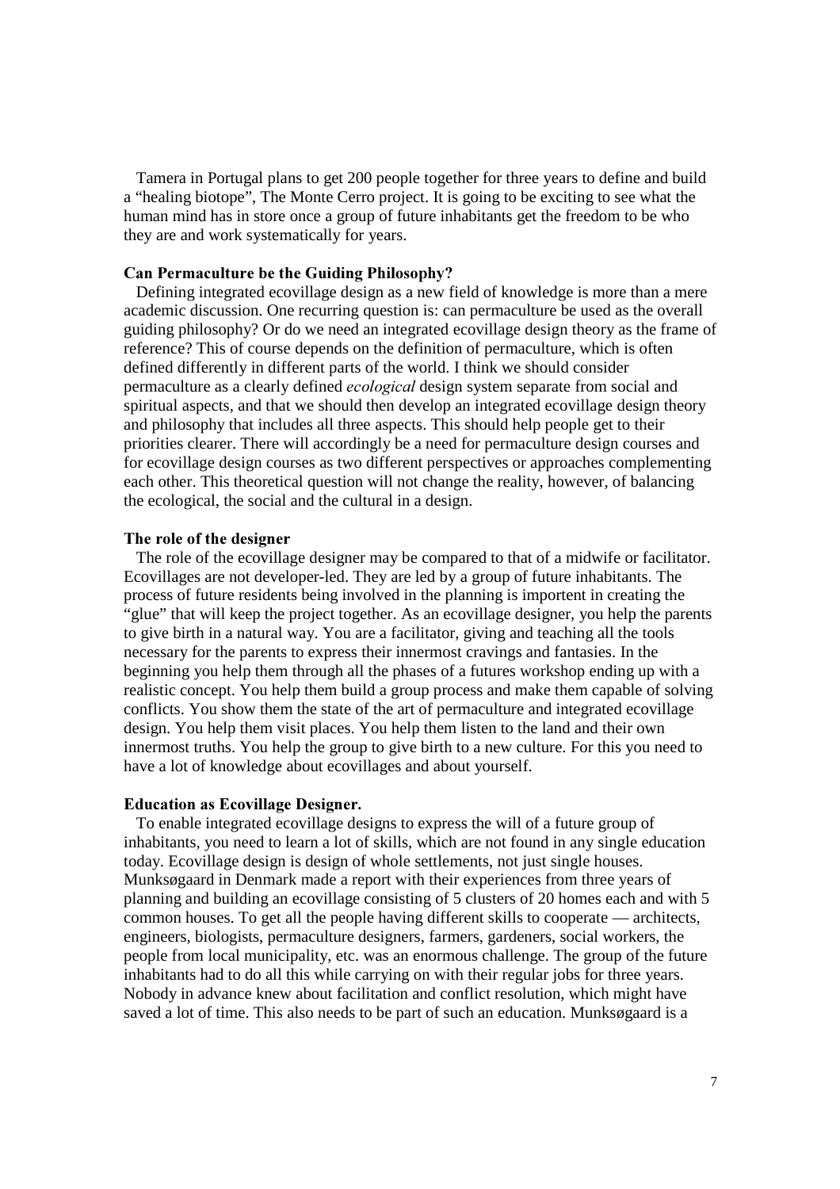Tamera in Portugal plans to get 200 people together for three years to define and build a "healing biotope", The Monte Cerro project. It is going to be exciting to see what the human mind has in store once a group of future inhabitants get the freedom to be who they are and work systematically for years.

### Can Permaculture be the Guiding Philosophy?

Defining integrated ecovillage design as a new field of knowledge is more than a mere academic discussion. One recurring question is: can permaculture be used as the overall guiding philosophy? Or do we need an integrated ecovillage design theory as the frame of reference? This of course depends on the definition of permaculture, which is often defined differently in different parts of the world. I think we should consider permaculture as a clearly defined *ecological* design system separate from social and spiritual aspects, and that we should then develop an integrated ecovillage design theory and philosophy that includes all three aspects. This should help people get to their priorities clearer. There will accordingly be a need for permaculture design courses and for ecovillage design courses as two different perspectives or approaches complementing each other. This theoretical question will not change the reality, however, of balancing the ecological, the social and the cultural in a design.

### The role of the designer

The role of the ecovillage designer may be compared to that of a midwife or facilitator. Ecovillages are not developer-led. They are led by a group of future inhabitants. The process of future residents being involved in the planning is importent in creating the "glue" that will keep the project together. As an ecovillage designer, you help the parents to give birth in a natural way. You are a facilitator, giving and teaching all the tools necessary for the parents to express their innermost cravings and fantasies. In the beginning you help them through all the phases of a futures workshop ending up with a realistic concept. You help them build a group process and make them capable of solving conflicts. You show them the state of the art of permaculture and integrated ecovillage design. You help them visit places. You help them listen to the land and their own innermost truths. You help the group to give birth to a new culture. For this you need to have a lot of knowledge about ecovillages and about yourself.

### Education as Ecovillage Designer.

To enable integrated ecovillage designs to express the will of a future group of inhabitants, you need to learn a lot of skills, which are not found in any single education today. Ecovillage design is design of whole settlements, not just single houses. Munksøgaard in Denmark made a report with their experiences from three years of planning and building an ecovillage consisting of 5 clusters of 20 homes each and with 5 common houses. To get all the people having different skills to cooperate — architects, engineers, biologists, permaculture designers, farmers, gardeners, social workers, the people from local municipality, etc. was an enormous challenge. The group of the future inhabitants had to do all this while carrying on with their regular jobs for three years. Nobody in advance knew about facilitation and conflict resolution, which might have saved a lot of time. This also needs to be part of such an education. Munksøgaard is a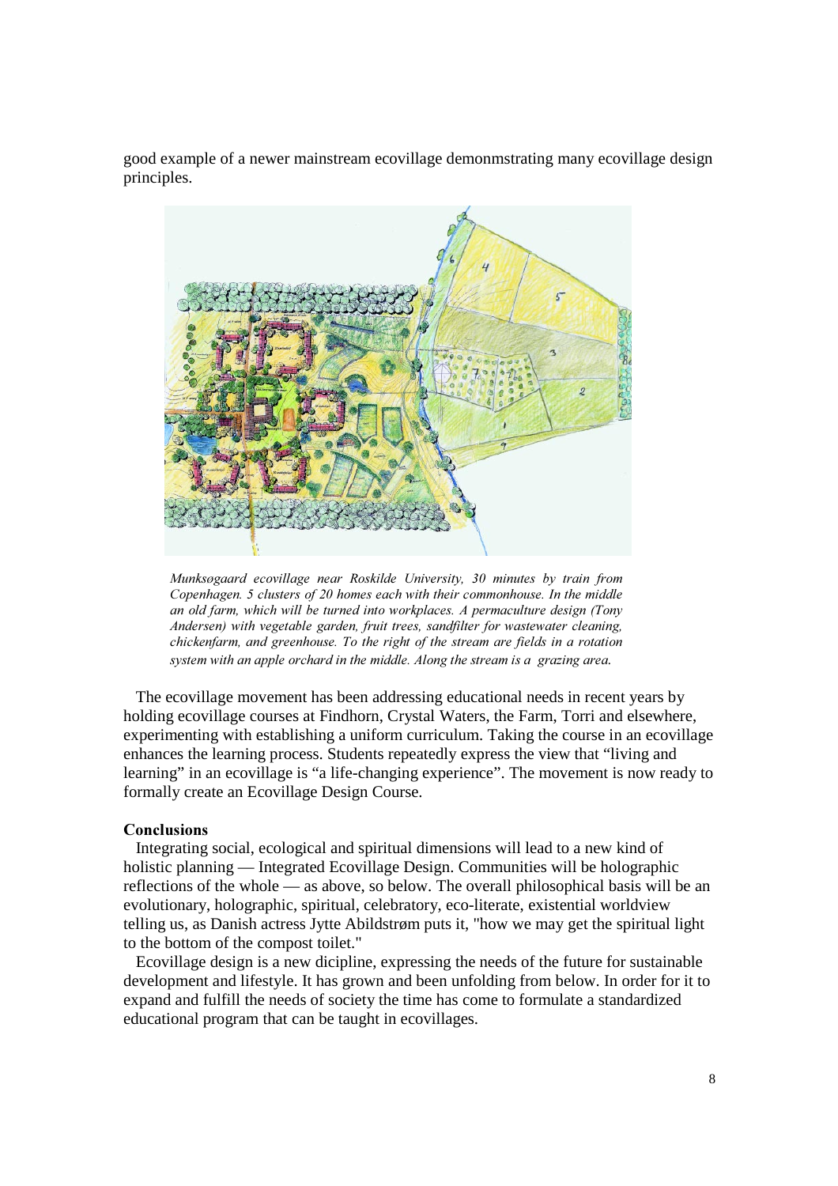good example of a newer mainstream ecovillage demonmstrating many ecovillage design principles.

*Munksøgaard ecovillage near Roskilde University, 30 minutes by train from Copenhagen. 5 clusters of 20 homes each with their commonhouse. In the middle an old farm, which will be turned into workplaces. A permaculture design (Tony Andersen) with vegetable garden, fruit trees, sandfilter for wastewater cleaning, chickenfarm, and greenhouse. To the right of the stream are fields in a rotation system with an apple orchard in the middle. Along the stream is a grazing area.*

The ecovillage movement has been addressing educational needs in recent years by holding ecovillage courses at Findhorn, Crystal Waters, the Farm, Torri and elsewhere, experimenting with establishing a uniform curriculum. Taking the course in an ecovillage enhances the learning process. Students repeatedly express the view that "living and learning" in an ecovillage is "a life-changing experience". The movement is now ready to formally create an Ecovillage Design Course.

**Conclusions**

Integrating social, ecological and spiritual dimensions will lead to a new kind of holistic planning — Integrated Ecovillage Design. Communities will be holographic reflections of the whole — as above, so below. The overall philosophical basis will be an evolutionary, holographic, spiritual, celebratory, eco-literate, existential worldview telling us, as Danish actress Jytte Abildstrøm puts it, "how we may get the spiritual light to the bottom of the compost toilet."

Ecovillage design is a new dicipline, expressing the needs of the future for sustainable development and lifestyle. It has grown and been unfolding from below. In order for it to expand and fulfill the needs of society the time has come to formulate a standardized educational program that can be taught in ecovillages.